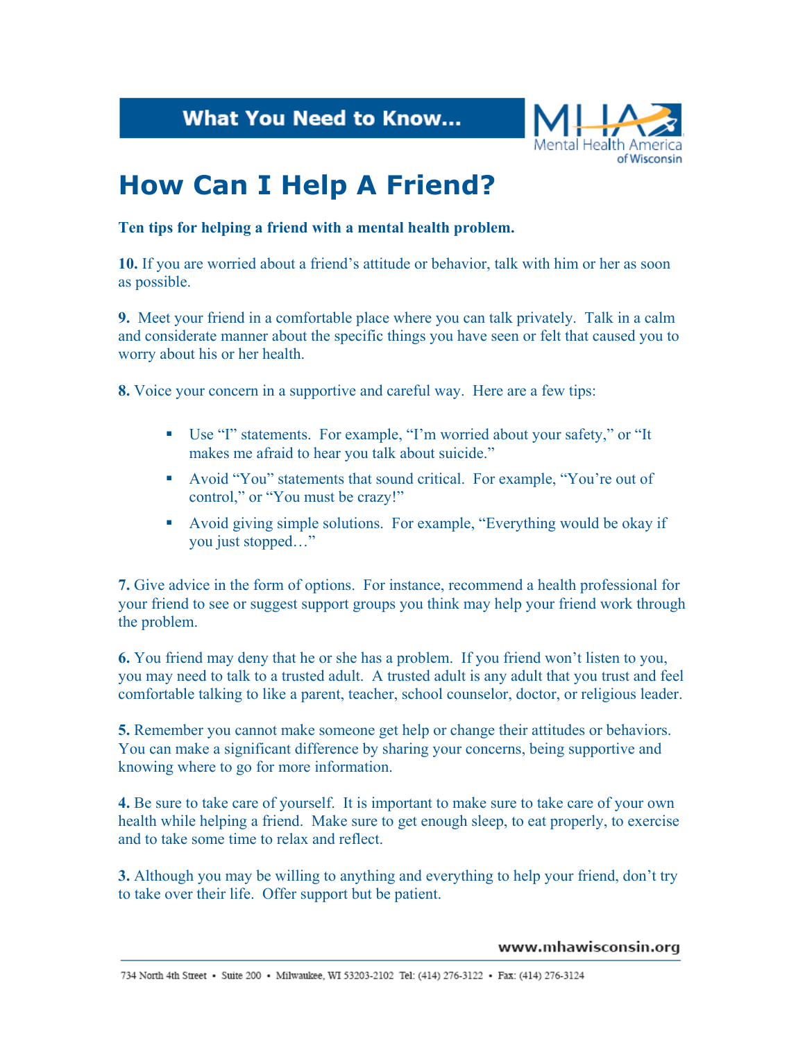What You Need to Know...

# How Can I Help A Friend?

**Ten tips for helping a friend with a mental health problem.**

**10.** If you are worried about a friend's attitude or behavior, talk with him or her as soon as possible.

**9.** Meet your friend in a comfortable place where you can talk privately. Talk in a calm and considerate manner about the specific things you have seen or felt that caused you to worry about his or her health.

**8.** Voice your concern in a supportive and careful way. Here are a few tips:

- Use "I" statements. For example, "I'm worried about your safety," or "It makes me afraid to hear you talk about suicide."
- Avoid "You" statements that sound critical. For example, "You're out of control," or "You must be crazy!"
- Avoid giving simple solutions. For example, "Everything would be okay if you just stopped…"

**7.** Give advice in the form of options. For instance, recommend a health professional for your friend to see or suggest support groups you think may help your friend work through the problem.

**6.** You friend may deny that he or she has a problem. If you friend won't listen to you, you may need to talk to a trusted adult. A trusted adult is any adult that you trust and feel comfortable talking to like a parent, teacher, school counselor, doctor, or religious leader.

**5.** Remember you cannot make someone get help or change their attitudes or behaviors. You can make a significant difference by sharing your concerns, being supportive and knowing where to go for more information.

**4.** Be sure to take care of yourself. It is important to make sure to take care of your own health while helping a friend. Make sure to get enough sleep, to eat properly, to exercise and to take some time to relax and reflect.

**3.** Although you may be willing to anything and everything to help your friend, don't try to take over their life. Offer support but be patient.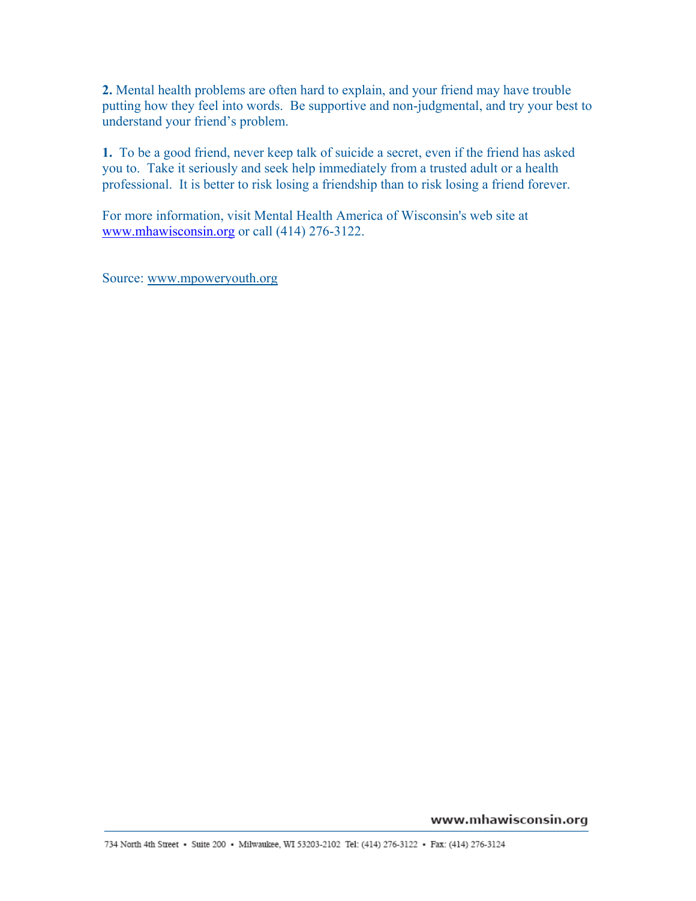**2.** Mental health problems are often hard to explain, and your friend may have trouble putting how they feel into words. Be supportive and non-judgmental, and try your best to understand your friend's problem.

**1.** To be a good friend, never keep talk of suicide a secret, even if the friend has asked you to. Take it seriously and seek help immediately from a trusted adult or a health professional. It is better to risk losing a friendship than to risk losing a friend forever.

For more information, visit Mental Health America of Wisconsin's web site at www.mhawisconsin.org or call (414) 276-3122.

Source: www.mpoweryouth.org